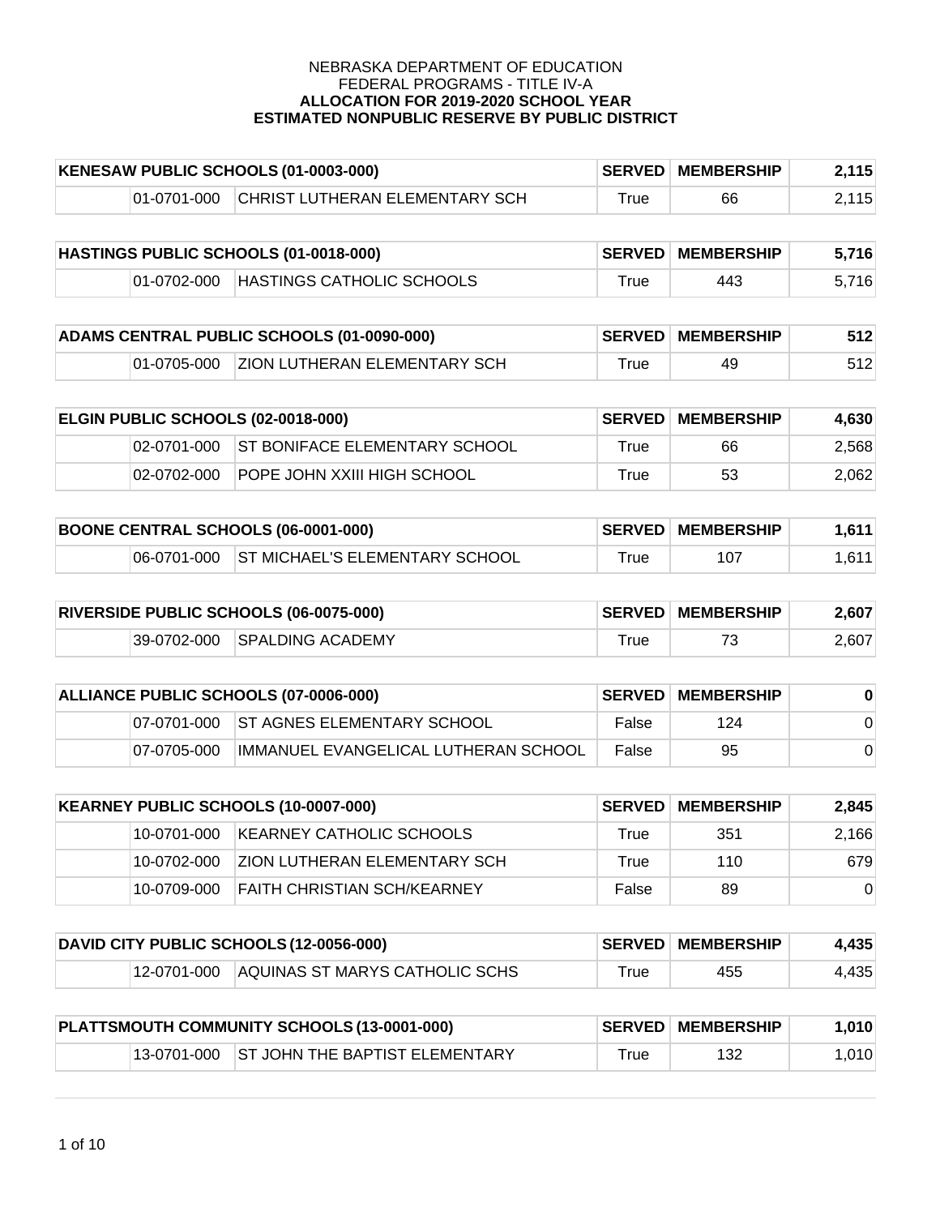NEBRASKA DEPARTMENT OF EDUCATION
FEDERAL PROGRAMS - TITLE IV-A
**ALLOCATION FOR 2019-2020 SCHOOL YEAR**
**ESTIMATED NONPUBLIC RESERVE BY PUBLIC DISTRICT**

| **KENESAW PUBLIC SCHOOLS (01-0003-000)** | | | **SERVED** | **MEMBERSHIP** | **2,115** |
|---|---|---|---|---|---|
| | 01-0701-000 | CHRIST LUTHERAN ELEMENTARY SCH | True | 66 | 2,115 |

| **HASTINGS PUBLIC SCHOOLS (01-0018-000)** | | | **SERVED** | **MEMBERSHIP** | **5,716** |
|---|---|---|---|---|---|
| | 01-0702-000 | HASTINGS CATHOLIC SCHOOLS | True | 443 | 5,716 |

| **ADAMS CENTRAL PUBLIC SCHOOLS (01-0090-000)** | | | **SERVED** | **MEMBERSHIP** | **512** |
|---|---|---|---|---|---|
| | 01-0705-000 | ZION LUTHERAN ELEMENTARY SCH | True | 49 | 512 |

| **ELGIN PUBLIC SCHOOLS (02-0018-000)** | | | **SERVED** | **MEMBERSHIP** | **4,630** |
|---|---|---|---|---|---|
| | 02-0701-000 | ST BONIFACE ELEMENTARY SCHOOL | True | 66 | 2,568 |
| | 02-0702-000 | POPE JOHN XXIII HIGH SCHOOL | True | 53 | 2,062 |

| **BOONE CENTRAL SCHOOLS (06-0001-000)** | | | **SERVED** | **MEMBERSHIP** | **1,611** |
|---|---|---|---|---|---|
| | 06-0701-000 | ST MICHAEL'S ELEMENTARY SCHOOL | True | 107 | 1,611 |

| **RIVERSIDE PUBLIC SCHOOLS (06-0075-000)** | | | **SERVED** | **MEMBERSHIP** | **2,607** |
|---|---|---|---|---|---|
| | 39-0702-000 | SPALDING ACADEMY | True | 73 | 2,607 |

| **ALLIANCE PUBLIC SCHOOLS (07-0006-000)** | | | **SERVED** | **MEMBERSHIP** | **0** |
|---|---|---|---|---|---|
| | 07-0701-000 | ST AGNES ELEMENTARY SCHOOL | False | 124 | 0 |
| | 07-0705-000 | IMMANUEL EVANGELICAL LUTHERAN SCHOOL | False | 95 | 0 |

| **KEARNEY PUBLIC SCHOOLS (10-0007-000)** | | | **SERVED** | **MEMBERSHIP** | **2,845** |
|---|---|---|---|---|---|
| | 10-0701-000 | KEARNEY CATHOLIC SCHOOLS | True | 351 | 2,166 |
| | 10-0702-000 | ZION LUTHERAN ELEMENTARY SCH | True | 110 | 679 |
| | 10-0709-000 | FAITH CHRISTIAN SCH/KEARNEY | False | 89 | 0 |

| **DAVID CITY PUBLIC SCHOOLS (12-0056-000)** | | | **SERVED** | **MEMBERSHIP** | **4,435** |
|---|---|---|---|---|---|
| | 12-0701-000 | AQUINAS ST MARYS CATHOLIC SCHS | True | 455 | 4,435 |

| **PLATTSMOUTH COMMUNITY SCHOOLS (13-0001-000)** | | | **SERVED** | **MEMBERSHIP** | **1,010** |
|---|---|---|---|---|---|
| | 13-0701-000 | ST JOHN THE BAPTIST ELEMENTARY | True | 132 | 1,010 |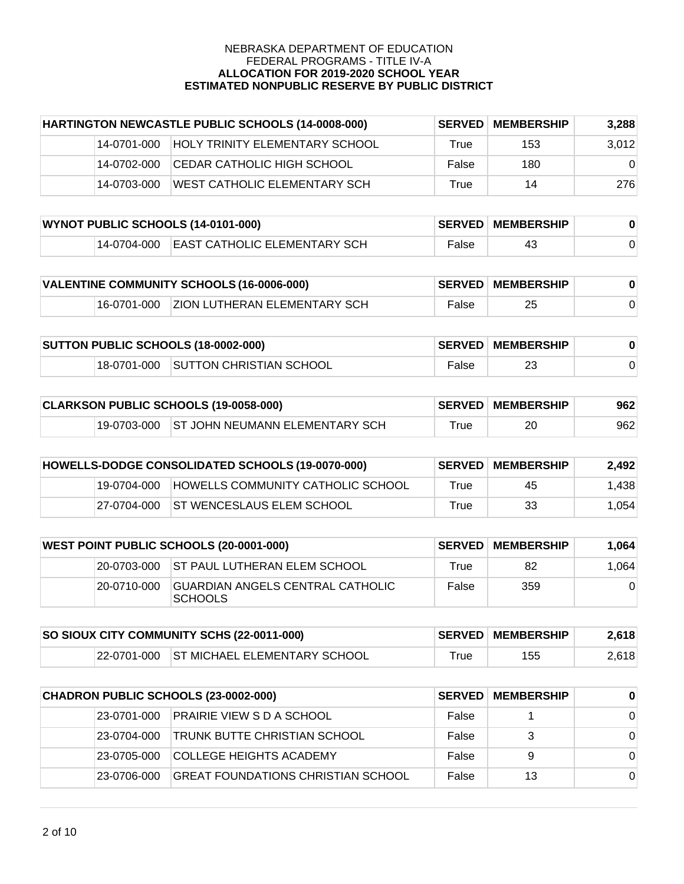NEBRASKA DEPARTMENT OF EDUCATION
FEDERAL PROGRAMS - TITLE IV-A
**ALLOCATION FOR 2019-2020 SCHOOL YEAR**
**ESTIMATED NONPUBLIC RESERVE BY PUBLIC DISTRICT**

| HARTINGTON NEWCASTLE PUBLIC SCHOOLS (14-0008-000) | | | SERVED | MEMBERSHIP | 3,288 |
|---|---|---|---|---|---|
| | 14-0701-000 | HOLY TRINITY ELEMENTARY SCHOOL | True | 153 | 3,012 |
| | 14-0702-000 | CEDAR CATHOLIC HIGH SCHOOL | False | 180 | 0 |
| | 14-0703-000 | WEST CATHOLIC ELEMENTARY SCH | True | 14 | 276 |

| WYNOT PUBLIC SCHOOLS (14-0101-000) | | | SERVED | MEMBERSHIP | 0 |
|---|---|---|---|---|---|
| | 14-0704-000 | EAST CATHOLIC ELEMENTARY SCH | False | 43 | 0 |

| VALENTINE COMMUNITY SCHOOLS (16-0006-000) | | | SERVED | MEMBERSHIP | 0 |
|---|---|---|---|---|---|
| | 16-0701-000 | ZION LUTHERAN ELEMENTARY SCH | False | 25 | 0 |

| SUTTON PUBLIC SCHOOLS (18-0002-000) | | | SERVED | MEMBERSHIP | 0 |
|---|---|---|---|---|---|
| | 18-0701-000 | SUTTON CHRISTIAN SCHOOL | False | 23 | 0 |

| CLARKSON PUBLIC SCHOOLS (19-0058-000) | | | SERVED | MEMBERSHIP | 962 |
|---|---|---|---|---|---|
| | 19-0703-000 | ST JOHN NEUMANN ELEMENTARY SCH | True | 20 | 962 |

| HOWELLS-DODGE CONSOLIDATED SCHOOLS (19-0070-000) | | | SERVED | MEMBERSHIP | 2,492 |
|---|---|---|---|---|---|
| | 19-0704-000 | HOWELLS COMMUNITY CATHOLIC SCHOOL | True | 45 | 1,438 |
| | 27-0704-000 | ST WENCESLAUS ELEM SCHOOL | True | 33 | 1,054 |

| WEST POINT PUBLIC SCHOOLS (20-0001-000) | | | SERVED | MEMBERSHIP | 1,064 |
|---|---|---|---|---|---|
| | 20-0703-000 | ST PAUL LUTHERAN ELEM SCHOOL | True | 82 | 1,064 |
| | 20-0710-000 | GUARDIAN ANGELS CENTRAL CATHOLIC SCHOOLS | False | 359 | 0 |

| SO SIOUX CITY COMMUNITY SCHS (22-0011-000) | | | SERVED | MEMBERSHIP | 2,618 |
|---|---|---|---|---|---|
| | 22-0701-000 | ST MICHAEL ELEMENTARY SCHOOL | True | 155 | 2,618 |

| CHADRON PUBLIC SCHOOLS (23-0002-000) | | | SERVED | MEMBERSHIP | 0 |
|---|---|---|---|---|---|
| | 23-0701-000 | PRAIRIE VIEW S D A SCHOOL | False | 1 | 0 |
| | 23-0704-000 | TRUNK BUTTE CHRISTIAN SCHOOL | False | 3 | 0 |
| | 23-0705-000 | COLLEGE HEIGHTS ACADEMY | False | 9 | 0 |
| | 23-0706-000 | GREAT FOUNDATIONS CHRISTIAN SCHOOL | False | 13 | 0 |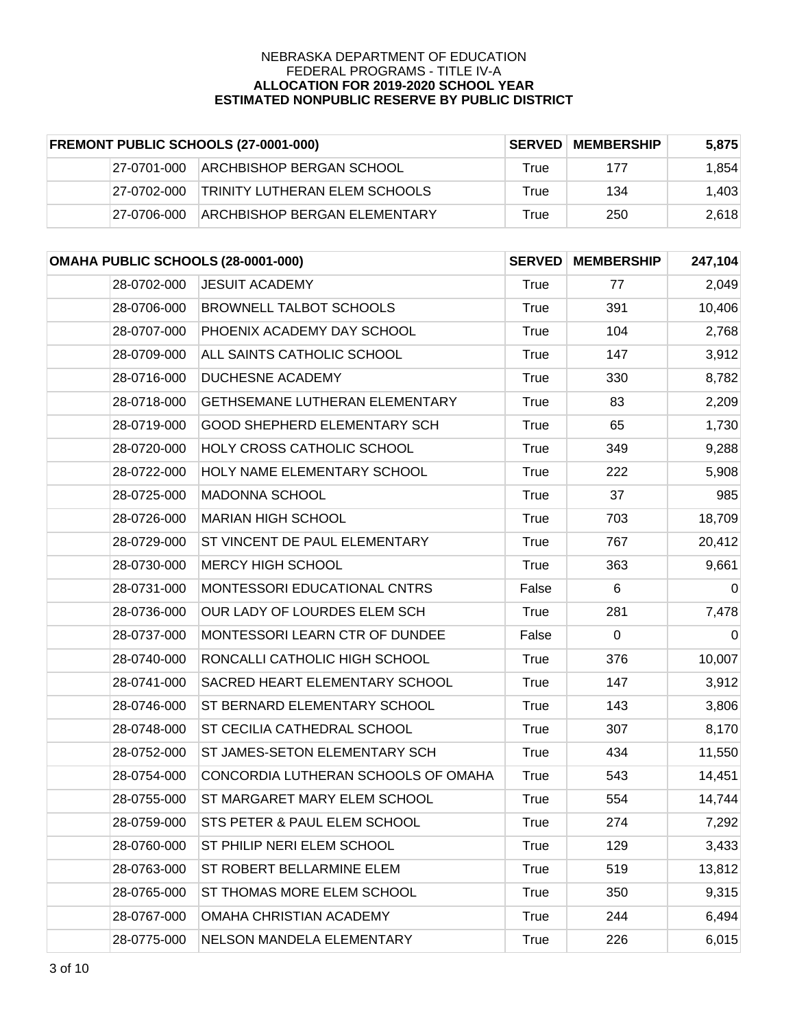NEBRASKA DEPARTMENT OF EDUCATION
FEDERAL PROGRAMS - TITLE IV-A
**ALLOCATION FOR 2019-2020 SCHOOL YEAR**
**ESTIMATED NONPUBLIC RESERVE BY PUBLIC DISTRICT**

| FREMONT PUBLIC SCHOOLS (27-0001-000) | | | SERVED | MEMBERSHIP | 5,875 |
|---|---|---|---|---|---|
| | 27-0701-000 | ARCHBISHOP BERGAN SCHOOL | True | 177 | 1,854 |
| | 27-0702-000 | TRINITY LUTHERAN ELEM SCHOOLS | True | 134 | 1,403 |
| | 27-0706-000 | ARCHBISHOP BERGAN ELEMENTARY | True | 250 | 2,618 |

| OMAHA PUBLIC SCHOOLS (28-0001-000) | | | SERVED | MEMBERSHIP | 247,104 |
|---|---|---|---|---|---|
| | 28-0702-000 | JESUIT ACADEMY | True | 77 | 2,049 |
| | 28-0706-000 | BROWNELL TALBOT SCHOOLS | True | 391 | 10,406 |
| | 28-0707-000 | PHOENIX ACADEMY DAY SCHOOL | True | 104 | 2,768 |
| | 28-0709-000 | ALL SAINTS CATHOLIC SCHOOL | True | 147 | 3,912 |
| | 28-0716-000 | DUCHESNE ACADEMY | True | 330 | 8,782 |
| | 28-0718-000 | GETHSEMANE LUTHERAN ELEMENTARY | True | 83 | 2,209 |
| | 28-0719-000 | GOOD SHEPHERD ELEMENTARY SCH | True | 65 | 1,730 |
| | 28-0720-000 | HOLY CROSS CATHOLIC SCHOOL | True | 349 | 9,288 |
| | 28-0722-000 | HOLY NAME ELEMENTARY SCHOOL | True | 222 | 5,908 |
| | 28-0725-000 | MADONNA SCHOOL | True | 37 | 985 |
| | 28-0726-000 | MARIAN HIGH SCHOOL | True | 703 | 18,709 |
| | 28-0729-000 | ST VINCENT DE PAUL ELEMENTARY | True | 767 | 20,412 |
| | 28-0730-000 | MERCY HIGH SCHOOL | True | 363 | 9,661 |
| | 28-0731-000 | MONTESSORI EDUCATIONAL CNTRS | False | 6 | 0 |
| | 28-0736-000 | OUR LADY OF LOURDES ELEM SCH | True | 281 | 7,478 |
| | 28-0737-000 | MONTESSORI LEARN CTR OF DUNDEE | False | 0 | 0 |
| | 28-0740-000 | RONCALLI CATHOLIC HIGH SCHOOL | True | 376 | 10,007 |
| | 28-0741-000 | SACRED HEART ELEMENTARY SCHOOL | True | 147 | 3,912 |
| | 28-0746-000 | ST BERNARD ELEMENTARY SCHOOL | True | 143 | 3,806 |
| | 28-0748-000 | ST CECILIA CATHEDRAL SCHOOL | True | 307 | 8,170 |
| | 28-0752-000 | ST JAMES-SETON ELEMENTARY SCH | True | 434 | 11,550 |
| | 28-0754-000 | CONCORDIA LUTHERAN SCHOOLS OF OMAHA | True | 543 | 14,451 |
| | 28-0755-000 | ST MARGARET MARY ELEM SCHOOL | True | 554 | 14,744 |
| | 28-0759-000 | STS PETER & PAUL ELEM SCHOOL | True | 274 | 7,292 |
| | 28-0760-000 | ST PHILIP NERI ELEM SCHOOL | True | 129 | 3,433 |
| | 28-0763-000 | ST ROBERT BELLARMINE ELEM | True | 519 | 13,812 |
| | 28-0765-000 | ST THOMAS MORE ELEM SCHOOL | True | 350 | 9,315 |
| | 28-0767-000 | OMAHA CHRISTIAN ACADEMY | True | 244 | 6,494 |
| | 28-0775-000 | NELSON MANDELA ELEMENTARY | True | 226 | 6,015 |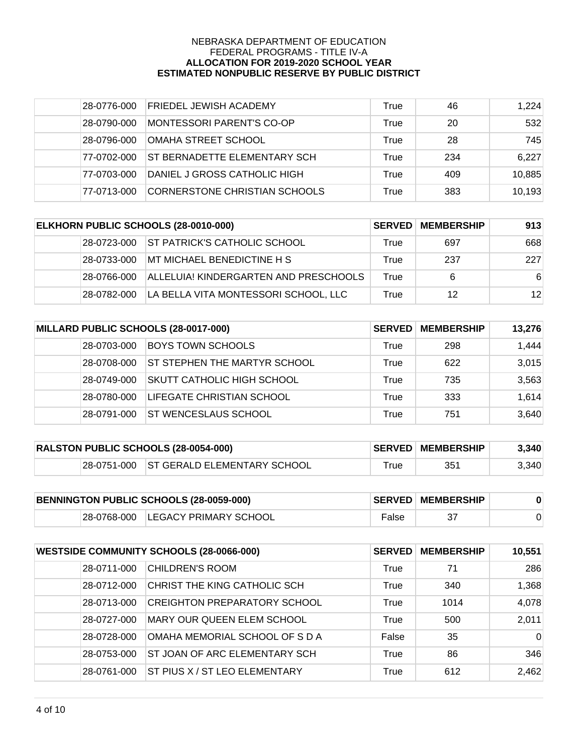NEBRASKA DEPARTMENT OF EDUCATION
FEDERAL PROGRAMS - TITLE IV-A
**ALLOCATION FOR 2019-2020 SCHOOL YEAR**
**ESTIMATED NONPUBLIC RESERVE BY PUBLIC DISTRICT**

| | | | | | |
|---|---|---|---|---|---|
| | 28-0776-000 | FRIEDEL JEWISH ACADEMY | True | 46 | 1,224 |
| | 28-0790-000 | MONTESSORI PARENT'S CO-OP | True | 20 | 532 |
| | 28-0796-000 | OMAHA STREET SCHOOL | True | 28 | 745 |
| | 77-0702-000 | ST BERNADETTE ELEMENTARY SCH | True | 234 | 6,227 |
| | 77-0703-000 | DANIEL J GROSS CATHOLIC HIGH | True | 409 | 10,885 |
| | 77-0713-000 | CORNERSTONE CHRISTIAN SCHOOLS | True | 383 | 10,193 |

| ELKHORN PUBLIC SCHOOLS (28-0010-000) | | | SERVED | MEMBERSHIP | 913 |
|---|---|---|---|---|---|
| | 28-0723-000 | ST PATRICK'S CATHOLIC SCHOOL | True | 697 | 668 |
| | 28-0733-000 | MT MICHAEL BENEDICTINE H S | True | 237 | 227 |
| | 28-0766-000 | ALLELUIA! KINDERGARTEN AND PRESCHOOLS | True | 6 | 6 |
| | 28-0782-000 | LA BELLA VITA MONTESSORI SCHOOL, LLC | True | 12 | 12 |

| MILLARD PUBLIC SCHOOLS (28-0017-000) | | | SERVED | MEMBERSHIP | 13,276 |
|---|---|---|---|---|---|
| | 28-0703-000 | BOYS TOWN SCHOOLS | True | 298 | 1,444 |
| | 28-0708-000 | ST STEPHEN THE MARTYR SCHOOL | True | 622 | 3,015 |
| | 28-0749-000 | SKUTT CATHOLIC HIGH SCHOOL | True | 735 | 3,563 |
| | 28-0780-000 | LIFEGATE CHRISTIAN SCHOOL | True | 333 | 1,614 |
| | 28-0791-000 | ST WENCESLAUS SCHOOL | True | 751 | 3,640 |

| RALSTON PUBLIC SCHOOLS (28-0054-000) | | | SERVED | MEMBERSHIP | 3,340 |
|---|---|---|---|---|---|
| | 28-0751-000 | ST GERALD ELEMENTARY SCHOOL | True | 351 | 3,340 |

| BENNINGTON PUBLIC SCHOOLS (28-0059-000) | | | SERVED | MEMBERSHIP | 0 |
|---|---|---|---|---|---|
| | 28-0768-000 | LEGACY PRIMARY SCHOOL | False | 37 | 0 |

| WESTSIDE COMMUNITY SCHOOLS (28-0066-000) | | | SERVED | MEMBERSHIP | 10,551 |
|---|---|---|---|---|---|
| | 28-0711-000 | CHILDREN'S ROOM | True | 71 | 286 |
| | 28-0712-000 | CHRIST THE KING CATHOLIC SCH | True | 340 | 1,368 |
| | 28-0713-000 | CREIGHTON PREPARATORY SCHOOL | True | 1014 | 4,078 |
| | 28-0727-000 | MARY OUR QUEEN ELEM SCHOOL | True | 500 | 2,011 |
| | 28-0728-000 | OMAHA MEMORIAL SCHOOL OF S D A | False | 35 | 0 |
| | 28-0753-000 | ST JOAN OF ARC ELEMENTARY SCH | True | 86 | 346 |
| | 28-0761-000 | ST PIUS X / ST LEO ELEMENTARY | True | 612 | 2,462 |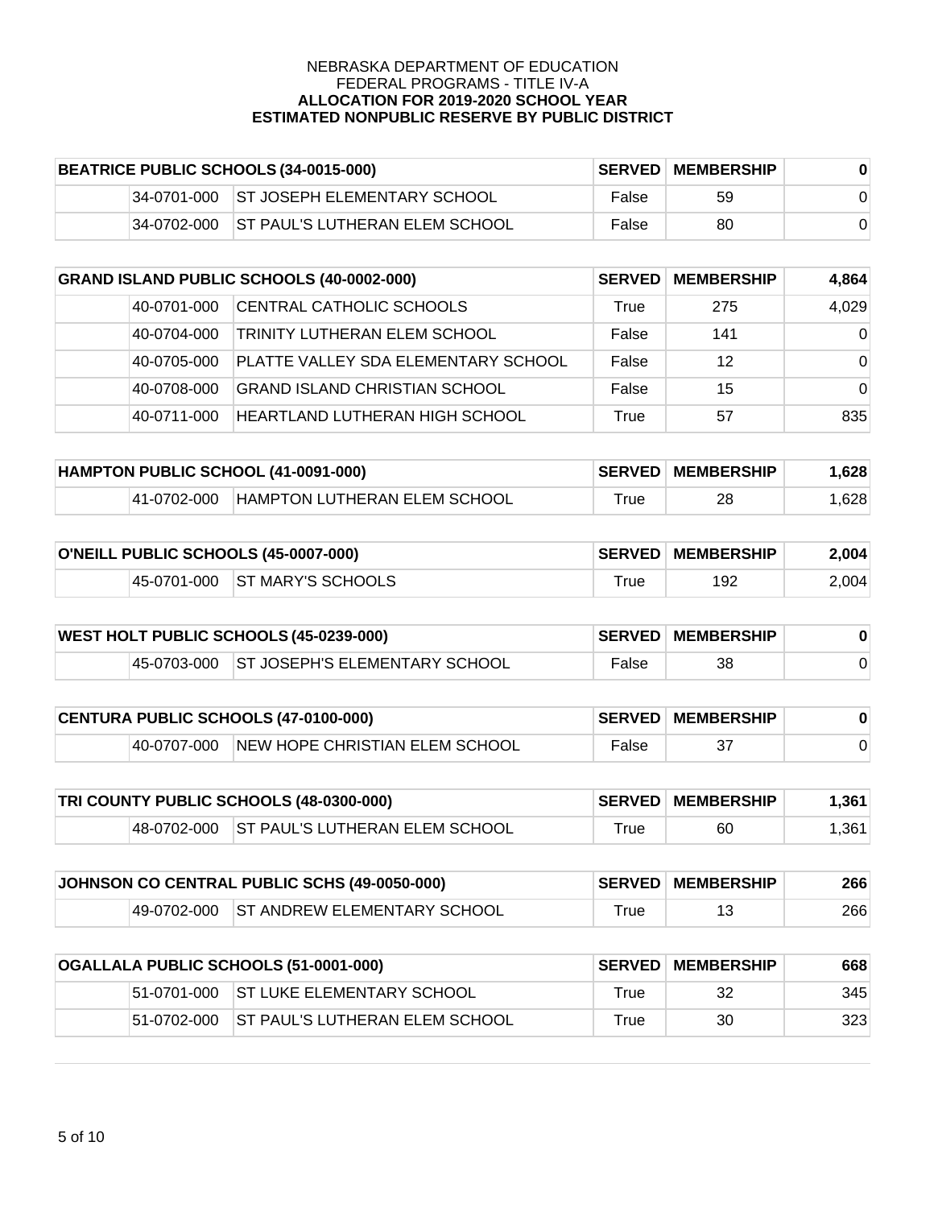NEBRASKA DEPARTMENT OF EDUCATION
FEDERAL PROGRAMS - TITLE IV-A
**ALLOCATION FOR 2019-2020 SCHOOL YEAR**
**ESTIMATED NONPUBLIC RESERVE BY PUBLIC DISTRICT**

| **BEATRICE PUBLIC SCHOOLS (34-0015-000)** | | | **SERVED** | **MEMBERSHIP** | **0** |
|---|---|---|---|---|---|
| | 34-0701-000 | ST JOSEPH ELEMENTARY SCHOOL | False | 59 | 0 |
| | 34-0702-000 | ST PAUL'S LUTHERAN ELEM SCHOOL | False | 80 | 0 |

| **GRAND ISLAND PUBLIC SCHOOLS (40-0002-000)** | | | **SERVED** | **MEMBERSHIP** | **4,864** |
|---|---|---|---|---|---|
| | 40-0701-000 | CENTRAL CATHOLIC SCHOOLS | True | 275 | 4,029 |
| | 40-0704-000 | TRINITY LUTHERAN ELEM SCHOOL | False | 141 | 0 |
| | 40-0705-000 | PLATTE VALLEY SDA ELEMENTARY SCHOOL | False | 12 | 0 |
| | 40-0708-000 | GRAND ISLAND CHRISTIAN SCHOOL | False | 15 | 0 |
| | 40-0711-000 | HEARTLAND LUTHERAN HIGH SCHOOL | True | 57 | 835 |

| **HAMPTON PUBLIC SCHOOL (41-0091-000)** | | | **SERVED** | **MEMBERSHIP** | **1,628** |
|---|---|---|---|---|---|
| | 41-0702-000 | HAMPTON LUTHERAN ELEM SCHOOL | True | 28 | 1,628 |

| **O'NEILL PUBLIC SCHOOLS (45-0007-000)** | | | **SERVED** | **MEMBERSHIP** | **2,004** |
|---|---|---|---|---|---|
| | 45-0701-000 | ST MARY'S SCHOOLS | True | 192 | 2,004 |

| **WEST HOLT PUBLIC SCHOOLS (45-0239-000)** | | | **SERVED** | **MEMBERSHIP** | **0** |
|---|---|---|---|---|---|
| | 45-0703-000 | ST JOSEPH'S ELEMENTARY SCHOOL | False | 38 | 0 |

| **CENTURA PUBLIC SCHOOLS (47-0100-000)** | | | **SERVED** | **MEMBERSHIP** | **0** |
|---|---|---|---|---|---|
| | 40-0707-000 | NEW HOPE CHRISTIAN ELEM SCHOOL | False | 37 | 0 |

| **TRI COUNTY PUBLIC SCHOOLS (48-0300-000)** | | | **SERVED** | **MEMBERSHIP** | **1,361** |
|---|---|---|---|---|---|
| | 48-0702-000 | ST PAUL'S LUTHERAN ELEM SCHOOL | True | 60 | 1,361 |

| **JOHNSON CO CENTRAL PUBLIC SCHS (49-0050-000)** | | | **SERVED** | **MEMBERSHIP** | **266** |
|---|---|---|---|---|---|
| | 49-0702-000 | ST ANDREW ELEMENTARY SCHOOL | True | 13 | 266 |

| **OGALLALA PUBLIC SCHOOLS (51-0001-000)** | | | **SERVED** | **MEMBERSHIP** | **668** |
|---|---|---|---|---|---|
| | 51-0701-000 | ST LUKE ELEMENTARY SCHOOL | True | 32 | 345 |
| | 51-0702-000 | ST PAUL'S LUTHERAN ELEM SCHOOL | True | 30 | 323 |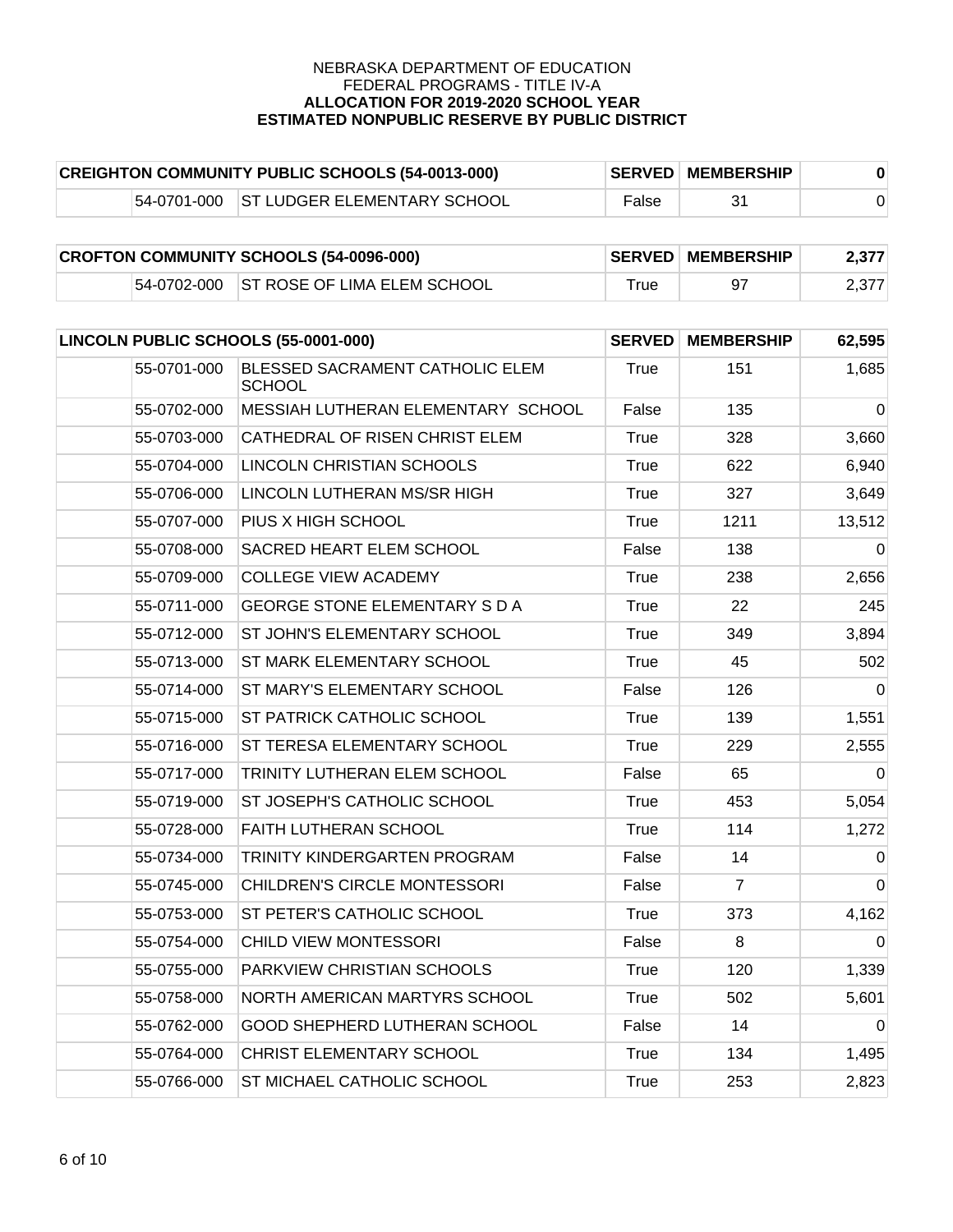NEBRASKA DEPARTMENT OF EDUCATION
FEDERAL PROGRAMS - TITLE IV-A
**ALLOCATION FOR 2019-2020 SCHOOL YEAR**
**ESTIMATED NONPUBLIC RESERVE BY PUBLIC DISTRICT**

| **CREIGHTON COMMUNITY PUBLIC SCHOOLS (54-0013-000)** | | **SERVED** | **MEMBERSHIP** | **0** |
|---|---|---|---|---|
| 54-0701-000 | ST LUDGER ELEMENTARY SCHOOL | False | 31 | 0 |

| **CROFTON COMMUNITY SCHOOLS (54-0096-000)** | | **SERVED** | **MEMBERSHIP** | **2,377** |
|---|---|---|---|---|
| 54-0702-000 | ST ROSE OF LIMA ELEM SCHOOL | True | 97 | 2,377 |

| **LINCOLN PUBLIC SCHOOLS (55-0001-000)** | | **SERVED** | **MEMBERSHIP** | **62,595** |
|---|---|---|---|---|
| 55-0701-000 | BLESSED SACRAMENT CATHOLIC ELEM SCHOOL | True | 151 | 1,685 |
| 55-0702-000 | MESSIAH LUTHERAN ELEMENTARY SCHOOL | False | 135 | 0 |
| 55-0703-000 | CATHEDRAL OF RISEN CHRIST ELEM | True | 328 | 3,660 |
| 55-0704-000 | LINCOLN CHRISTIAN SCHOOLS | True | 622 | 6,940 |
| 55-0706-000 | LINCOLN LUTHERAN MS/SR HIGH | True | 327 | 3,649 |
| 55-0707-000 | PIUS X HIGH SCHOOL | True | 1211 | 13,512 |
| 55-0708-000 | SACRED HEART ELEM SCHOOL | False | 138 | 0 |
| 55-0709-000 | COLLEGE VIEW ACADEMY | True | 238 | 2,656 |
| 55-0711-000 | GEORGE STONE ELEMENTARY S D A | True | 22 | 245 |
| 55-0712-000 | ST JOHN'S ELEMENTARY SCHOOL | True | 349 | 3,894 |
| 55-0713-000 | ST MARK ELEMENTARY SCHOOL | True | 45 | 502 |
| 55-0714-000 | ST MARY'S ELEMENTARY SCHOOL | False | 126 | 0 |
| 55-0715-000 | ST PATRICK CATHOLIC SCHOOL | True | 139 | 1,551 |
| 55-0716-000 | ST TERESA ELEMENTARY SCHOOL | True | 229 | 2,555 |
| 55-0717-000 | TRINITY LUTHERAN ELEM SCHOOL | False | 65 | 0 |
| 55-0719-000 | ST JOSEPH'S CATHOLIC SCHOOL | True | 453 | 5,054 |
| 55-0728-000 | FAITH LUTHERAN SCHOOL | True | 114 | 1,272 |
| 55-0734-000 | TRINITY KINDERGARTEN PROGRAM | False | 14 | 0 |
| 55-0745-000 | CHILDREN'S CIRCLE MONTESSORI | False | 7 | 0 |
| 55-0753-000 | ST PETER'S CATHOLIC SCHOOL | True | 373 | 4,162 |
| 55-0754-000 | CHILD VIEW MONTESSORI | False | 8 | 0 |
| 55-0755-000 | PARKVIEW CHRISTIAN SCHOOLS | True | 120 | 1,339 |
| 55-0758-000 | NORTH AMERICAN MARTYRS SCHOOL | True | 502 | 5,601 |
| 55-0762-000 | GOOD SHEPHERD LUTHERAN SCHOOL | False | 14 | 0 |
| 55-0764-000 | CHRIST ELEMENTARY SCHOOL | True | 134 | 1,495 |
| 55-0766-000 | ST MICHAEL CATHOLIC SCHOOL | True | 253 | 2,823 |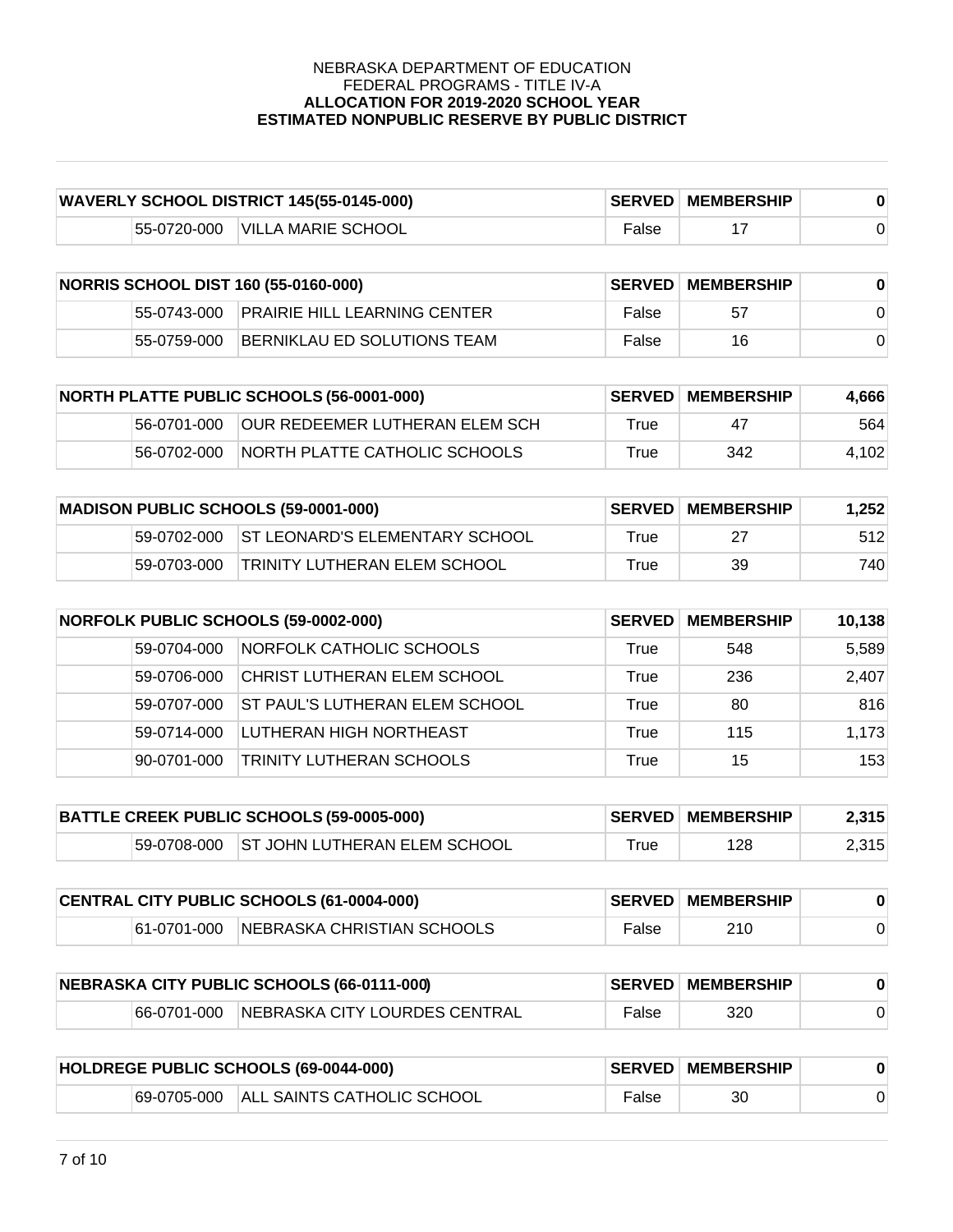NEBRASKA DEPARTMENT OF EDUCATION
FEDERAL PROGRAMS - TITLE IV-A
**ALLOCATION FOR 2019-2020 SCHOOL YEAR**
**ESTIMATED NONPUBLIC RESERVE BY PUBLIC DISTRICT**

| **WAVERLY SCHOOL DISTRICT 145(55-0145-000)** | | **SERVED** | **MEMBERSHIP** | **0** |
|---|---|---|---|---|
| 55-0720-000 | VILLA MARIE SCHOOL | False | 17 | 0 |

| **NORRIS SCHOOL DIST 160 (55-0160-000)** | | **SERVED** | **MEMBERSHIP** | **0** |
|---|---|---|---|---|
| 55-0743-000 | PRAIRIE HILL LEARNING CENTER | False | 57 | 0 |
| 55-0759-000 | BERNIKLAU ED SOLUTIONS TEAM | False | 16 | 0 |

| **NORTH PLATTE PUBLIC SCHOOLS (56-0001-000)** | | **SERVED** | **MEMBERSHIP** | **4,666** |
|---|---|---|---|---|
| 56-0701-000 | OUR REDEEMER LUTHERAN ELEM SCH | True | 47 | 564 |
| 56-0702-000 | NORTH PLATTE CATHOLIC SCHOOLS | True | 342 | 4,102 |

| **MADISON PUBLIC SCHOOLS (59-0001-000)** | | **SERVED** | **MEMBERSHIP** | **1,252** |
|---|---|---|---|---|
| 59-0702-000 | ST LEONARD'S ELEMENTARY SCHOOL | True | 27 | 512 |
| 59-0703-000 | TRINITY LUTHERAN ELEM SCHOOL | True | 39 | 740 |

| **NORFOLK PUBLIC SCHOOLS (59-0002-000)** | | **SERVED** | **MEMBERSHIP** | **10,138** |
|---|---|---|---|---|
| 59-0704-000 | NORFOLK CATHOLIC SCHOOLS | True | 548 | 5,589 |
| 59-0706-000 | CHRIST LUTHERAN ELEM SCHOOL | True | 236 | 2,407 |
| 59-0707-000 | ST PAUL'S LUTHERAN ELEM SCHOOL | True | 80 | 816 |
| 59-0714-000 | LUTHERAN HIGH NORTHEAST | True | 115 | 1,173 |
| 90-0701-000 | TRINITY LUTHERAN SCHOOLS | True | 15 | 153 |

| **BATTLE CREEK PUBLIC SCHOOLS (59-0005-000)** | | **SERVED** | **MEMBERSHIP** | **2,315** |
|---|---|---|---|---|
| 59-0708-000 | ST JOHN LUTHERAN ELEM SCHOOL | True | 128 | 2,315 |

| **CENTRAL CITY PUBLIC SCHOOLS (61-0004-000)** | | **SERVED** | **MEMBERSHIP** | **0** |
|---|---|---|---|---|
| 61-0701-000 | NEBRASKA CHRISTIAN SCHOOLS | False | 210 | 0 |

| **NEBRASKA CITY PUBLIC SCHOOLS (66-0111-000)** | | **SERVED** | **MEMBERSHIP** | **0** |
|---|---|---|---|---|
| 66-0701-000 | NEBRASKA CITY LOURDES CENTRAL | False | 320 | 0 |

| **HOLDREGE PUBLIC SCHOOLS (69-0044-000)** | | **SERVED** | **MEMBERSHIP** | **0** |
|---|---|---|---|---|
| 69-0705-000 | ALL SAINTS CATHOLIC SCHOOL | False | 30 | 0 |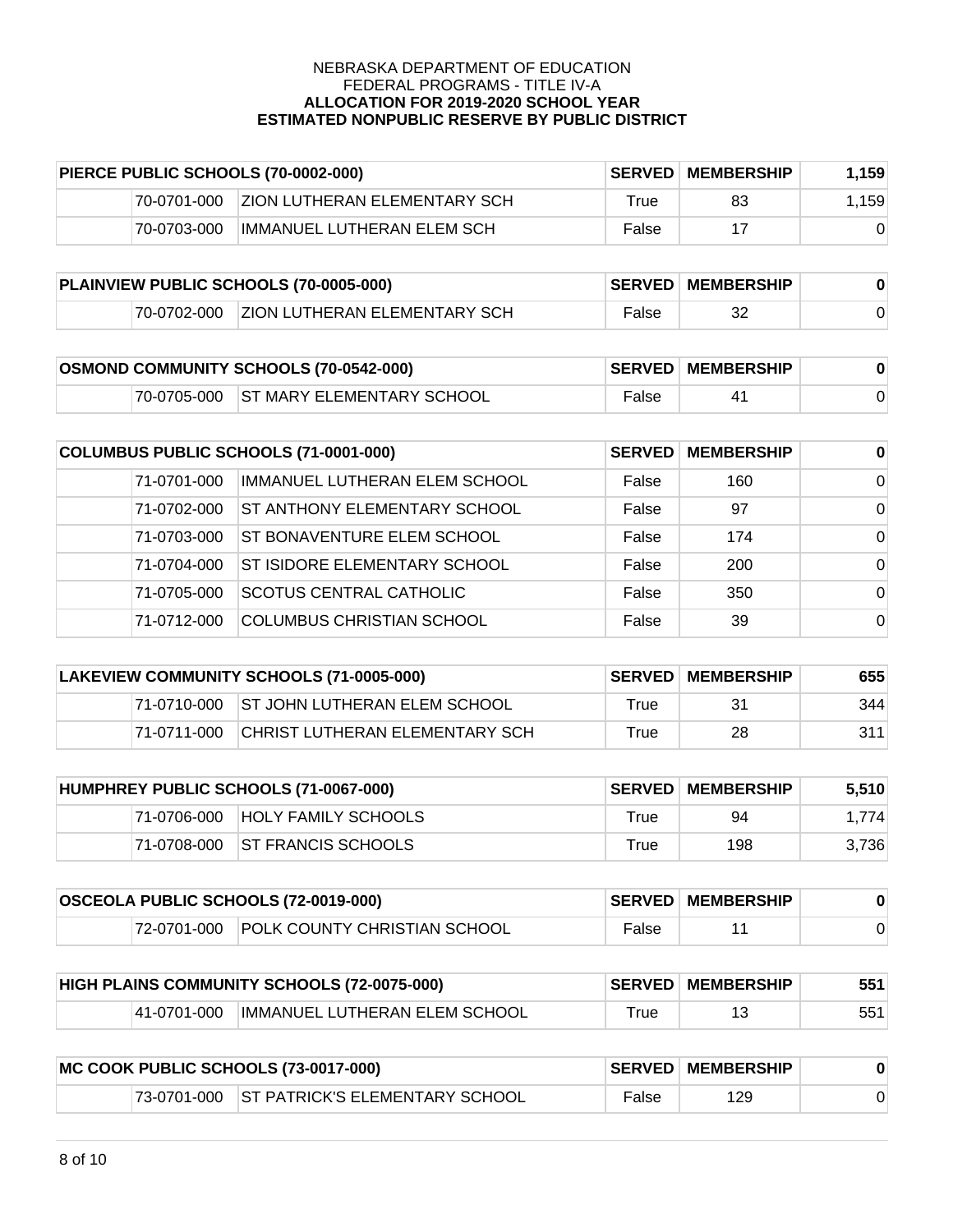NEBRASKA DEPARTMENT OF EDUCATION
FEDERAL PROGRAMS - TITLE IV-A
**ALLOCATION FOR 2019-2020 SCHOOL YEAR**
**ESTIMATED NONPUBLIC RESERVE BY PUBLIC DISTRICT**

| PIERCE PUBLIC SCHOOLS (70-0002-000) | | SERVED | MEMBERSHIP | 1,159 |
|---|---|---|---|---|
| 70-0701-000 | ZION LUTHERAN ELEMENTARY SCH | True | 83 | 1,159 |
| 70-0703-000 | IMMANUEL LUTHERAN ELEM SCH | False | 17 | 0 |

| PLAINVIEW PUBLIC SCHOOLS (70-0005-000) | | SERVED | MEMBERSHIP | 0 |
|---|---|---|---|---|
| 70-0702-000 | ZION LUTHERAN ELEMENTARY SCH | False | 32 | 0 |

| OSMOND COMMUNITY SCHOOLS (70-0542-000) | | SERVED | MEMBERSHIP | 0 |
|---|---|---|---|---|
| 70-0705-000 | ST MARY ELEMENTARY SCHOOL | False | 41 | 0 |

| COLUMBUS PUBLIC SCHOOLS (71-0001-000) | | SERVED | MEMBERSHIP | 0 |
|---|---|---|---|---|
| 71-0701-000 | IMMANUEL LUTHERAN ELEM SCHOOL | False | 160 | 0 |
| 71-0702-000 | ST ANTHONY ELEMENTARY SCHOOL | False | 97 | 0 |
| 71-0703-000 | ST BONAVENTURE ELEM SCHOOL | False | 174 | 0 |
| 71-0704-000 | ST ISIDORE ELEMENTARY SCHOOL | False | 200 | 0 |
| 71-0705-000 | SCOTUS CENTRAL CATHOLIC | False | 350 | 0 |
| 71-0712-000 | COLUMBUS CHRISTIAN SCHOOL | False | 39 | 0 |

| LAKEVIEW COMMUNITY SCHOOLS (71-0005-000) | | SERVED | MEMBERSHIP | 655 |
|---|---|---|---|---|
| 71-0710-000 | ST JOHN LUTHERAN ELEM SCHOOL | True | 31 | 344 |
| 71-0711-000 | CHRIST LUTHERAN ELEMENTARY SCH | True | 28 | 311 |

| HUMPHREY PUBLIC SCHOOLS (71-0067-000) | | SERVED | MEMBERSHIP | 5,510 |
|---|---|---|---|---|
| 71-0706-000 | HOLY FAMILY SCHOOLS | True | 94 | 1,774 |
| 71-0708-000 | ST FRANCIS SCHOOLS | True | 198 | 3,736 |

| OSCEOLA PUBLIC SCHOOLS (72-0019-000) | | SERVED | MEMBERSHIP | 0 |
|---|---|---|---|---|
| 72-0701-000 | POLK COUNTY CHRISTIAN SCHOOL | False | 11 | 0 |

| HIGH PLAINS COMMUNITY SCHOOLS (72-0075-000) | | SERVED | MEMBERSHIP | 551 |
|---|---|---|---|---|
| 41-0701-000 | IMMANUEL LUTHERAN ELEM SCHOOL | True | 13 | 551 |

| MC COOK PUBLIC SCHOOLS (73-0017-000) | | SERVED | MEMBERSHIP | 0 |
|---|---|---|---|---|
| 73-0701-000 | ST PATRICK'S ELEMENTARY SCHOOL | False | 129 | 0 |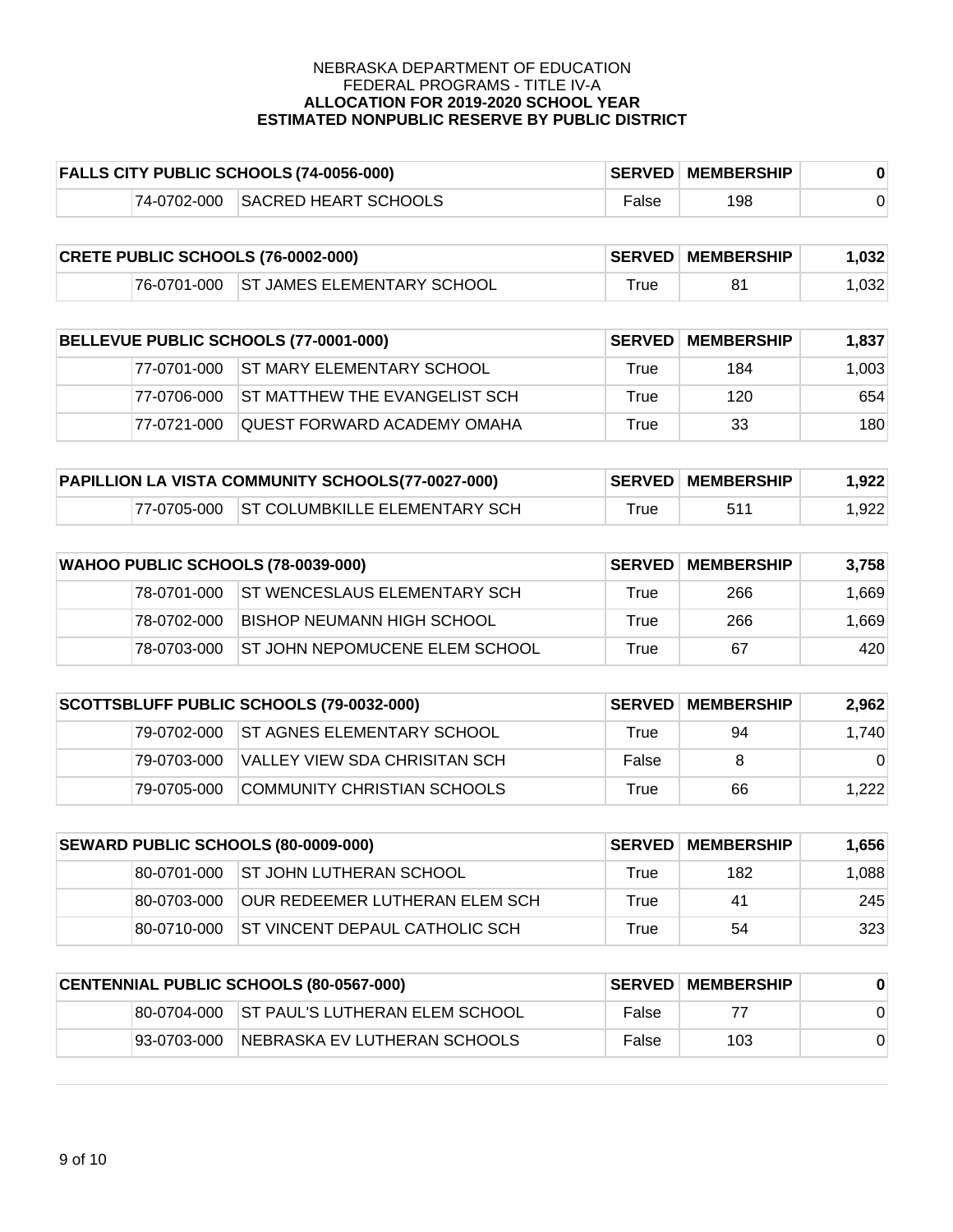NEBRASKA DEPARTMENT OF EDUCATION
FEDERAL PROGRAMS - TITLE IV-A
**ALLOCATION FOR 2019-2020 SCHOOL YEAR**
**ESTIMATED NONPUBLIC RESERVE BY PUBLIC DISTRICT**

| **FALLS CITY PUBLIC SCHOOLS (74-0056-000)** | | | **SERVED** | **MEMBERSHIP** | **0** |
|---|---|---|---|---|---|
| | 74-0702-000 | SACRED HEART SCHOOLS | False | 198 | 0 |

| **CRETE PUBLIC SCHOOLS (76-0002-000)** | | | **SERVED** | **MEMBERSHIP** | **1,032** |
|---|---|---|---|---|---|
| | 76-0701-000 | ST JAMES ELEMENTARY SCHOOL | True | 81 | 1,032 |

| **BELLEVUE PUBLIC SCHOOLS (77-0001-000)** | | | **SERVED** | **MEMBERSHIP** | **1,837** |
|---|---|---|---|---|---|
| | 77-0701-000 | ST MARY ELEMENTARY SCHOOL | True | 184 | 1,003 |
| | 77-0706-000 | ST MATTHEW THE EVANGELIST SCH | True | 120 | 654 |
| | 77-0721-000 | QUEST FORWARD ACADEMY OMAHA | True | 33 | 180 |

| **PAPILLION LA VISTA COMMUNITY SCHOOLS(77-0027-000)** | | | **SERVED** | **MEMBERSHIP** | **1,922** |
|---|---|---|---|---|---|
| | 77-0705-000 | ST COLUMBKILLE ELEMENTARY SCH | True | 511 | 1,922 |

| **WAHOO PUBLIC SCHOOLS (78-0039-000)** | | | **SERVED** | **MEMBERSHIP** | **3,758** |
|---|---|---|---|---|---|
| | 78-0701-000 | ST WENCESLAUS ELEMENTARY SCH | True | 266 | 1,669 |
| | 78-0702-000 | BISHOP NEUMANN HIGH SCHOOL | True | 266 | 1,669 |
| | 78-0703-000 | ST JOHN NEPOMUCENE ELEM SCHOOL | True | 67 | 420 |

| **SCOTTSBLUFF PUBLIC SCHOOLS (79-0032-000)** | | | **SERVED** | **MEMBERSHIP** | **2,962** |
|---|---|---|---|---|---|
| | 79-0702-000 | ST AGNES ELEMENTARY SCHOOL | True | 94 | 1,740 |
| | 79-0703-000 | VALLEY VIEW SDA CHRISITAN SCH | False | 8 | 0 |
| | 79-0705-000 | COMMUNITY CHRISTIAN SCHOOLS | True | 66 | 1,222 |

| **SEWARD PUBLIC SCHOOLS (80-0009-000)** | | | **SERVED** | **MEMBERSHIP** | **1,656** |
|---|---|---|---|---|---|
| | 80-0701-000 | ST JOHN LUTHERAN SCHOOL | True | 182 | 1,088 |
| | 80-0703-000 | OUR REDEEMER LUTHERAN ELEM SCH | True | 41 | 245 |
| | 80-0710-000 | ST VINCENT DEPAUL CATHOLIC SCH | True | 54 | 323 |

| **CENTENNIAL PUBLIC SCHOOLS (80-0567-000)** | | | **SERVED** | **MEMBERSHIP** | **0** |
|---|---|---|---|---|---|
| | 80-0704-000 | ST PAUL'S LUTHERAN ELEM SCHOOL | False | 77 | 0 |
| | 93-0703-000 | NEBRASKA EV LUTHERAN SCHOOLS | False | 103 | 0 |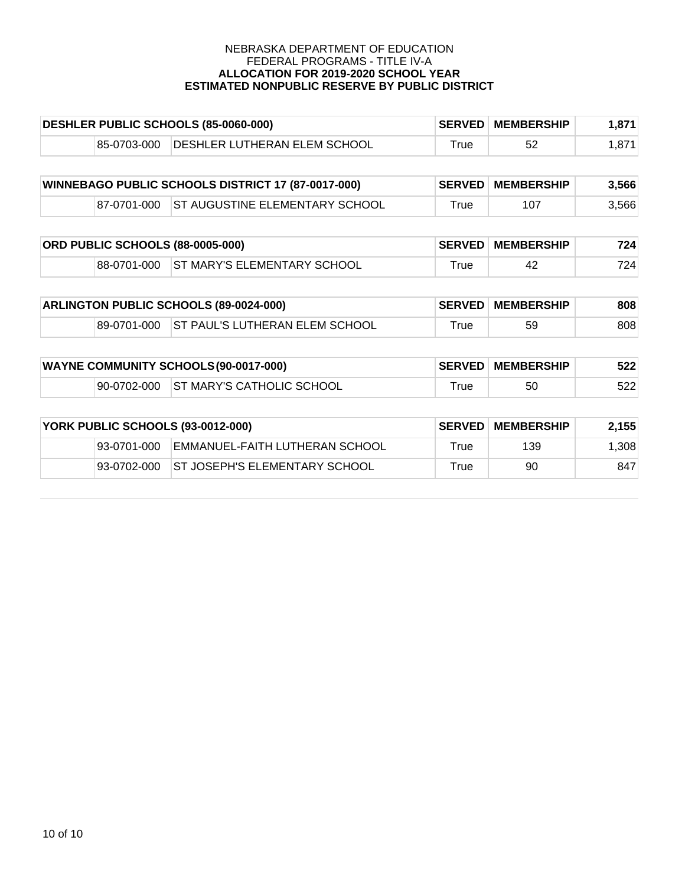NEBRASKA DEPARTMENT OF EDUCATION
FEDERAL PROGRAMS - TITLE IV-A
**ALLOCATION FOR 2019-2020 SCHOOL YEAR**
**ESTIMATED NONPUBLIC RESERVE BY PUBLIC DISTRICT**

| **DESHLER PUBLIC SCHOOLS (85-0060-000)** | | | **SERVED** | **MEMBERSHIP** | **1,871** |
|---|---|---|---|---|---|
| | 85-0703-000 | DESHLER LUTHERAN ELEM SCHOOL | True | 52 | 1,871 |

| **WINNEBAGO PUBLIC SCHOOLS DISTRICT 17 (87-0017-000)** | | | **SERVED** | **MEMBERSHIP** | **3,566** |
|---|---|---|---|---|---|
| | 87-0701-000 | ST AUGUSTINE ELEMENTARY SCHOOL | True | 107 | 3,566 |

| **ORD PUBLIC SCHOOLS (88-0005-000)** | | | **SERVED** | **MEMBERSHIP** | **724** |
|---|---|---|---|---|---|
| | 88-0701-000 | ST MARY'S ELEMENTARY SCHOOL | True | 42 | 724 |

| **ARLINGTON PUBLIC SCHOOLS (89-0024-000)** | | | **SERVED** | **MEMBERSHIP** | **808** |
|---|---|---|---|---|---|
| | 89-0701-000 | ST PAUL'S LUTHERAN ELEM SCHOOL | True | 59 | 808 |

| **WAYNE COMMUNITY SCHOOLS (90-0017-000)** | | | **SERVED** | **MEMBERSHIP** | **522** |
|---|---|---|---|---|---|
| | 90-0702-000 | ST MARY'S CATHOLIC SCHOOL | True | 50 | 522 |

| **YORK PUBLIC SCHOOLS (93-0012-000)** | | | **SERVED** | **MEMBERSHIP** | **2,155** |
|---|---|---|---|---|---|
| | 93-0701-000 | EMMANUEL-FAITH LUTHERAN SCHOOL | True | 139 | 1,308 |
| | 93-0702-000 | ST JOSEPH'S ELEMENTARY SCHOOL | True | 90 | 847 |